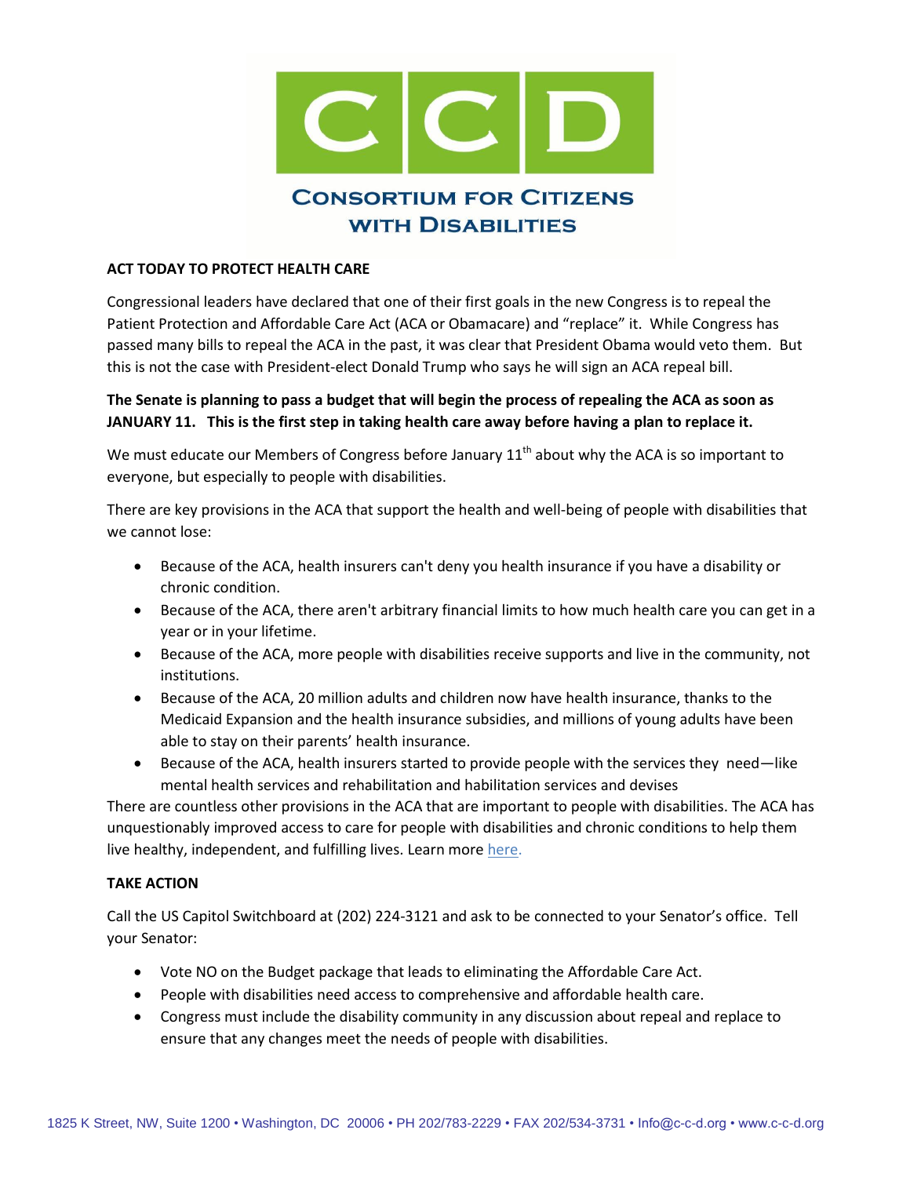# CCD

## Consortium for Citizens with Disabilities

**ACT TODAY TO PROTECT HEALTH CARE**

Congressional leaders have declared that one of their first goals in the new Congress is to repeal the Patient Protection and Affordable Care Act (ACA or Obamacare) and "replace" it. While Congress has passed many bills to repeal the ACA in the past, it was clear that President Obama would veto them. But this is not the case with President-elect Donald Trump who says he will sign an ACA repeal bill.

**The Senate is planning to pass a budget that will begin the process of repealing the ACA as soon as JANUARY 11. This is the first step in taking health care away before having a plan to replace it.**

We must educate our Members of Congress before January 11th about why the ACA is so important to everyone, but especially to people with disabilities.

There are key provisions in the ACA that support the health and well-being of people with disabilities that we cannot lose:

- Because of the ACA, health insurers can't deny you health insurance if you have a disability or chronic condition.
- Because of the ACA, there aren't arbitrary financial limits to how much health care you can get in a year or in your lifetime.
- Because of the ACA, more people with disabilities receive supports and live in the community, not institutions.
- Because of the ACA, 20 million adults and children now have health insurance, thanks to the Medicaid Expansion and the health insurance subsidies, and millions of young adults have been able to stay on their parents' health insurance.
- Because of the ACA, health insurers started to provide people with the services they need—like mental health services and rehabilitation and habilitation services and devises

There are countless other provisions in the ACA that are important to people with disabilities. The ACA has unquestionably improved access to care for people with disabilities and chronic conditions to help them live healthy, independent, and fulfilling lives. Learn more here.

**TAKE ACTION**

Call the US Capitol Switchboard at (202) 224-3121 and ask to be connected to your Senator's office. Tell your Senator:

- Vote NO on the Budget package that leads to eliminating the Affordable Care Act.
- People with disabilities need access to comprehensive and affordable health care.
- Congress must include the disability community in any discussion about repeal and replace to ensure that any changes meet the needs of people with disabilities.

1825 K Street, NW, Suite 1200 • Washington, DC 20006 • PH 202/783-2229 • FAX 202/534-3731 • Info@c-c-d.org • www.c-c-d.org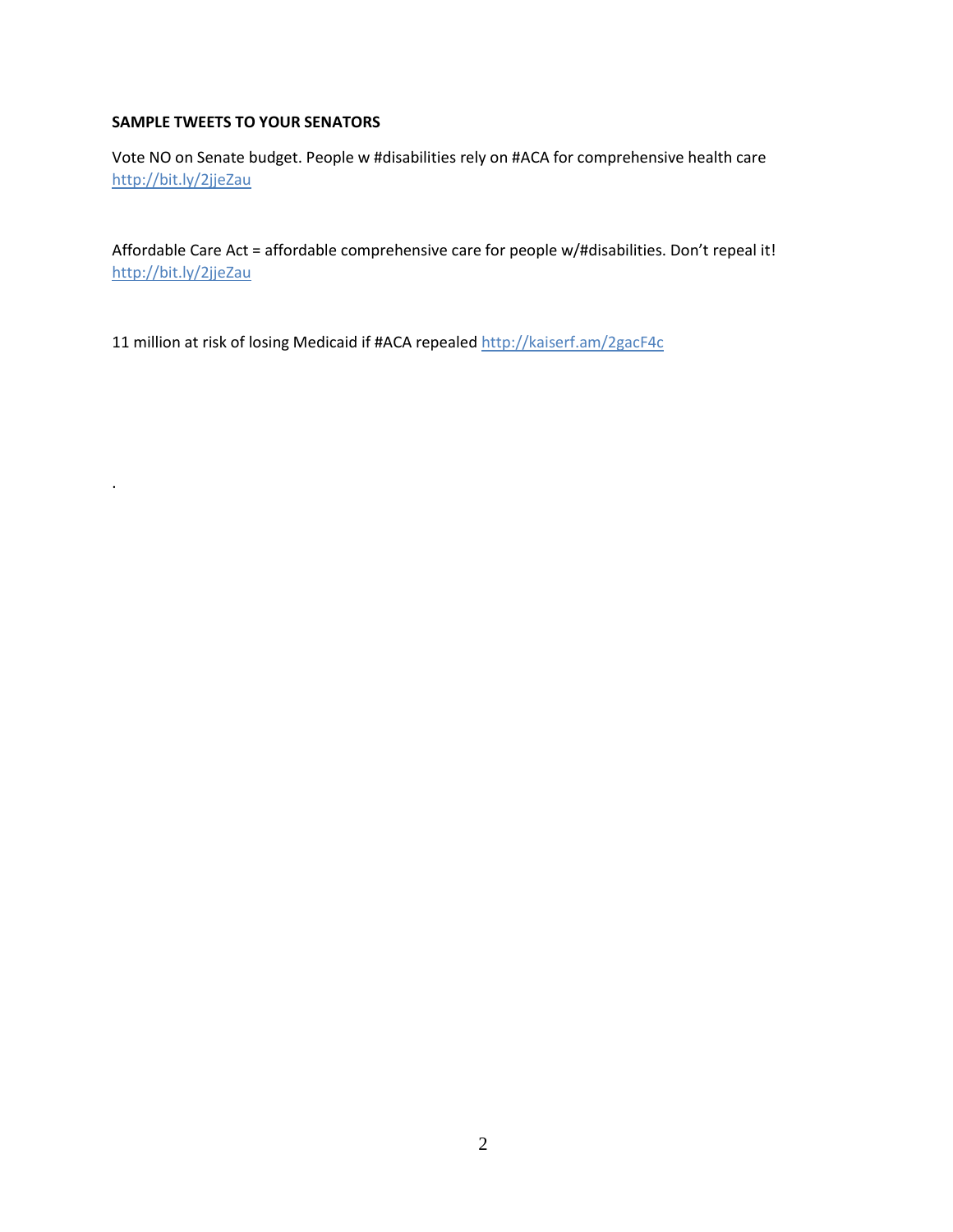**SAMPLE TWEETS TO YOUR SENATORS**

Vote NO on Senate budget. People w #disabilities rely on #ACA for comprehensive health care http://bit.ly/2jjeZau

Affordable Care Act = affordable comprehensive care for people w/#disabilities. Don't repeal it! http://bit.ly/2jjeZau

11 million at risk of losing Medicaid if #ACA repealed http://kaiserf.am/2gacF4c

.